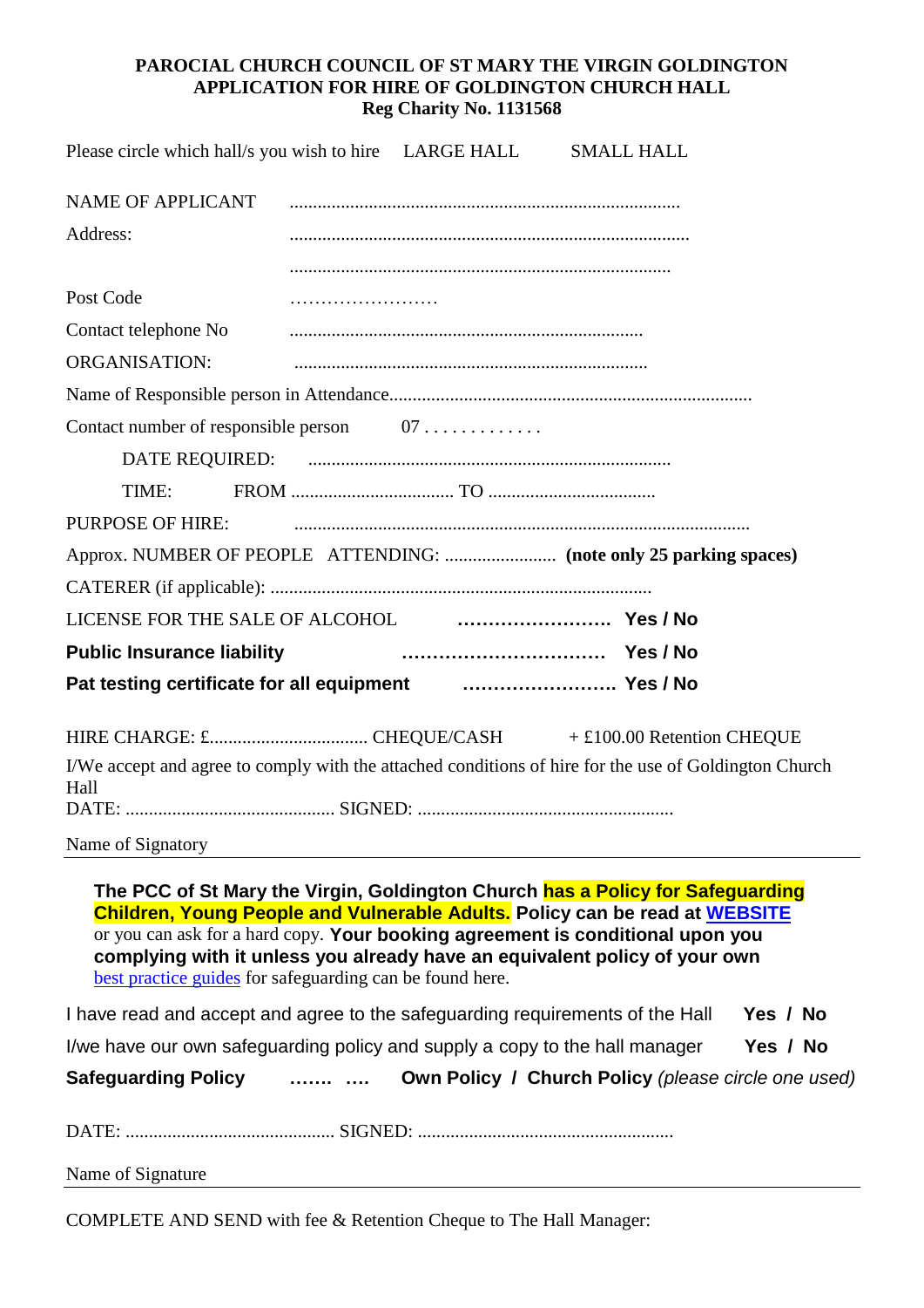**PAROCIAL CHURCH COUNCIL OF ST MARY THE VIRGIN GOLDINGTON**
**APPLICATION FOR HIRE OF GOLDINGTON CHURCH HALL**
**Reg Charity No. 1131568**

Please circle which hall/s you wish to hire LARGE HALL SMALL HALL

NAME OF APPLICANT ....................................................................................

Address: .....................................................................................

.................................................................................

Post Code ……………………

Contact telephone No ...........................................................................

ORGANISATION: ...........................................................................

Name of Responsible person in Attendance.............................................................................

Contact number of responsible person 07 . . . . . . . . . . . . .

DATE REQUIRED: .............................................................................

TIME: FROM .................................. TO ....................................

PURPOSE OF HIRE: .................................................................................................

Approx. NUMBER OF PEOPLE ATTENDING: ........................ **(note only 25 parking spaces)**

CATERER (if applicable): ...................................................................................

LICENSE FOR THE SALE OF ALCOHOL ……………………. **Yes / No**

**Public Insurance liability ……………………………. Yes / No**

**Pat testing certificate for all equipment ……………………. Yes / No**

HIRE CHARGE: £................................. CHEQUE/CASH + £100.00 Retention CHEQUE

I/We accept and agree to comply with the attached conditions of hire for the use of Goldington Church Hall

DATE: ............................................ SIGNED: .......................................................

Name of Signatory

---

**The PCC of St Mary the Virgin, Goldington Church has a Policy for Safeguarding Children, Young People and Vulnerable Adults. Policy can be read at [WEBSITE]()** or you can ask for a hard copy. **Your booking agreement is conditional upon you complying with it unless you already have an equivalent policy of your own** [best practice guides]() for safeguarding can be found here.

I have read and accept and agree to the safeguarding requirements of the Hall **Yes / No**

I/we have our own safeguarding policy and supply a copy to the hall manager **Yes / No**

**Safeguarding Policy ……. …. Own Policy / Church Policy** *(please circle one used)*

DATE: ............................................ SIGNED: .......................................................

Name of Signature

---

COMPLETE AND SEND with fee & Retention Cheque to The Hall Manager: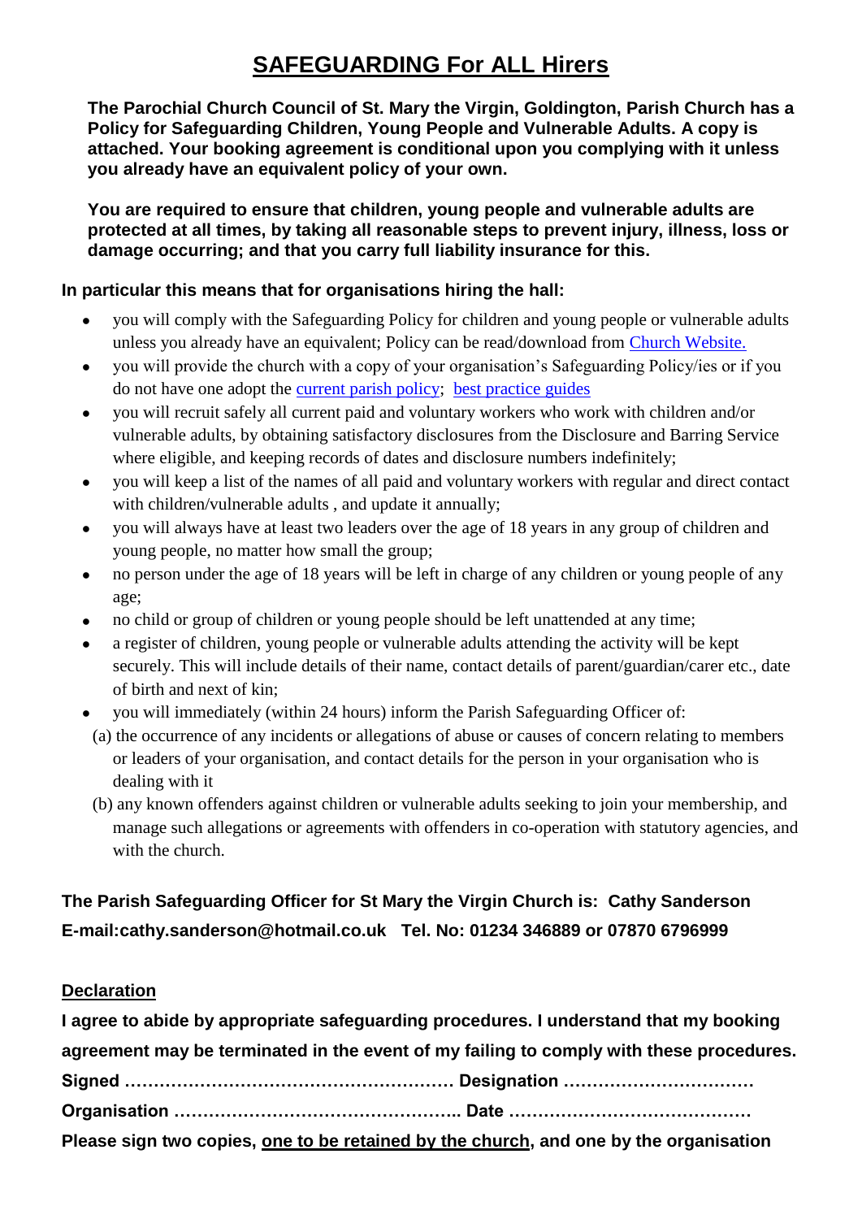# SAFEGUARDING For ALL Hirers

**The Parochial Church Council of St. Mary the Virgin, Goldington, Parish Church has a Policy for Safeguarding Children, Young People and Vulnerable Adults. A copy is attached. Your booking agreement is conditional upon you complying with it unless you already have an equivalent policy of your own.**

**You are required to ensure that children, young people and vulnerable adults are protected at all times, by taking all reasonable steps to prevent injury, illness, loss or damage occurring; and that you carry full liability insurance for this.**

**In particular this means that for organisations hiring the hall:**

- you will comply with the Safeguarding Policy for children and young people or vulnerable adults unless you already have an equivalent; Policy can be read/download from Church Website.
- you will provide the church with a copy of your organisation's Safeguarding Policy/ies or if you do not have one adopt the current parish policy; best practice guides
- you will recruit safely all current paid and voluntary workers who work with children and/or vulnerable adults, by obtaining satisfactory disclosures from the Disclosure and Barring Service where eligible, and keeping records of dates and disclosure numbers indefinitely;
- you will keep a list of the names of all paid and voluntary workers with regular and direct contact with children/vulnerable adults , and update it annually;
- you will always have at least two leaders over the age of 18 years in any group of children and young people, no matter how small the group;
- no person under the age of 18 years will be left in charge of any children or young people of any age;
- no child or group of children or young people should be left unattended at any time;
- a register of children, young people or vulnerable adults attending the activity will be kept securely. This will include details of their name, contact details of parent/guardian/carer etc., date of birth and next of kin;
- you will immediately (within 24 hours) inform the Parish Safeguarding Officer of:

  (a) the occurrence of any incidents or allegations of abuse or causes of concern relating to members or leaders of your organisation, and contact details for the person in your organisation who is dealing with it

  (b) any known offenders against children or vulnerable adults seeking to join your membership, and manage such allegations or agreements with offenders in co-operation with statutory agencies, and with the church.

**The Parish Safeguarding Officer for St Mary the Virgin Church is: Cathy Sanderson**
**E-mail:cathy.sanderson@hotmail.co.uk Tel. No: 01234 346889 or 07870 6796999**

**Declaration**

**I agree to abide by appropriate safeguarding procedures. I understand that my booking agreement may be terminated in the event of my failing to comply with these procedures.**

**Signed ………………………………………………… Designation ……………………………**

**Organisation ………………………………………….. Date ……………………………………**

**Please sign two copies, one to be retained by the church, and one by the organisation**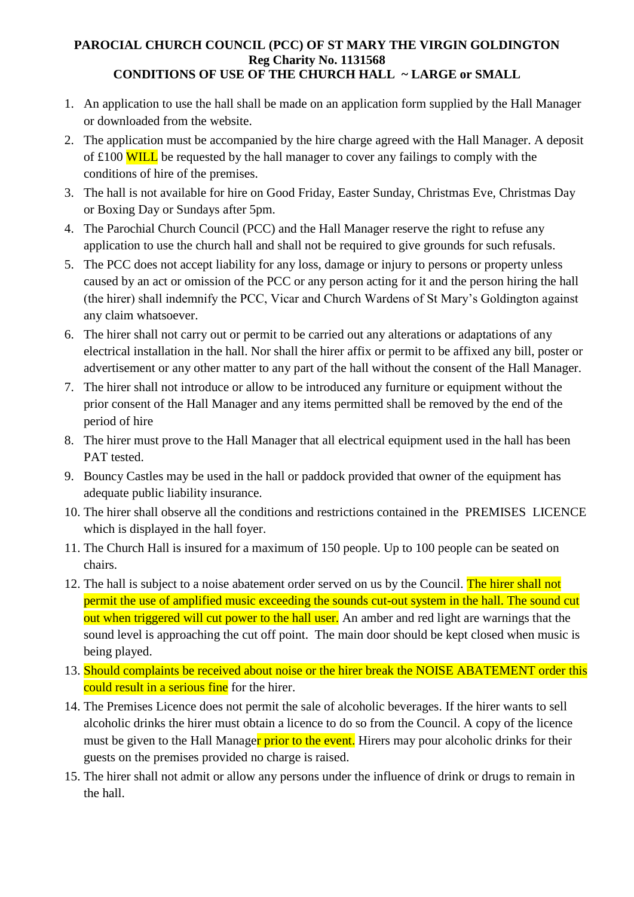**PAROCIAL CHURCH COUNCIL (PCC) OF ST MARY THE VIRGIN GOLDINGTON**
**Reg Charity No. 1131568**
**CONDITIONS OF USE OF THE CHURCH HALL ~ LARGE or SMALL**

1. An application to use the hall shall be made on an application form supplied by the Hall Manager or downloaded from the website.
2. The application must be accompanied by the hire charge agreed with the Hall Manager. A deposit of £100 WILL be requested by the hall manager to cover any failings to comply with the conditions of hire of the premises.
3. The hall is not available for hire on Good Friday, Easter Sunday, Christmas Eve, Christmas Day or Boxing Day or Sundays after 5pm.
4. The Parochial Church Council (PCC) and the Hall Manager reserve the right to refuse any application to use the church hall and shall not be required to give grounds for such refusals.
5. The PCC does not accept liability for any loss, damage or injury to persons or property unless caused by an act or omission of the PCC or any person acting for it and the person hiring the hall (the hirer) shall indemnify the PCC, Vicar and Church Wardens of St Mary's Goldington against any claim whatsoever.
6. The hirer shall not carry out or permit to be carried out any alterations or adaptations of any electrical installation in the hall. Nor shall the hirer affix or permit to be affixed any bill, poster or advertisement or any other matter to any part of the hall without the consent of the Hall Manager.
7. The hirer shall not introduce or allow to be introduced any furniture or equipment without the prior consent of the Hall Manager and any items permitted shall be removed by the end of the period of hire
8. The hirer must prove to the Hall Manager that all electrical equipment used in the hall has been PAT tested.
9. Bouncy Castles may be used in the hall or paddock provided that owner of the equipment has adequate public liability insurance.
10. The hirer shall observe all the conditions and restrictions contained in the PREMISES LICENCE which is displayed in the hall foyer.
11. The Church Hall is insured for a maximum of 150 people. Up to 100 people can be seated on chairs.
12. The hall is subject to a noise abatement order served on us by the Council. The hirer shall not permit the use of amplified music exceeding the sounds cut-out system in the hall. The sound cut out when triggered will cut power to the hall user. An amber and red light are warnings that the sound level is approaching the cut off point. The main door should be kept closed when music is being played.
13. Should complaints be received about noise or the hirer break the NOISE ABATEMENT order this could result in a serious fine for the hirer.
14. The Premises Licence does not permit the sale of alcoholic beverages. If the hirer wants to sell alcoholic drinks the hirer must obtain a licence to do so from the Council. A copy of the licence must be given to the Hall Manager prior to the event. Hirers may pour alcoholic drinks for their guests on the premises provided no charge is raised.
15. The hirer shall not admit or allow any persons under the influence of drink or drugs to remain in the hall.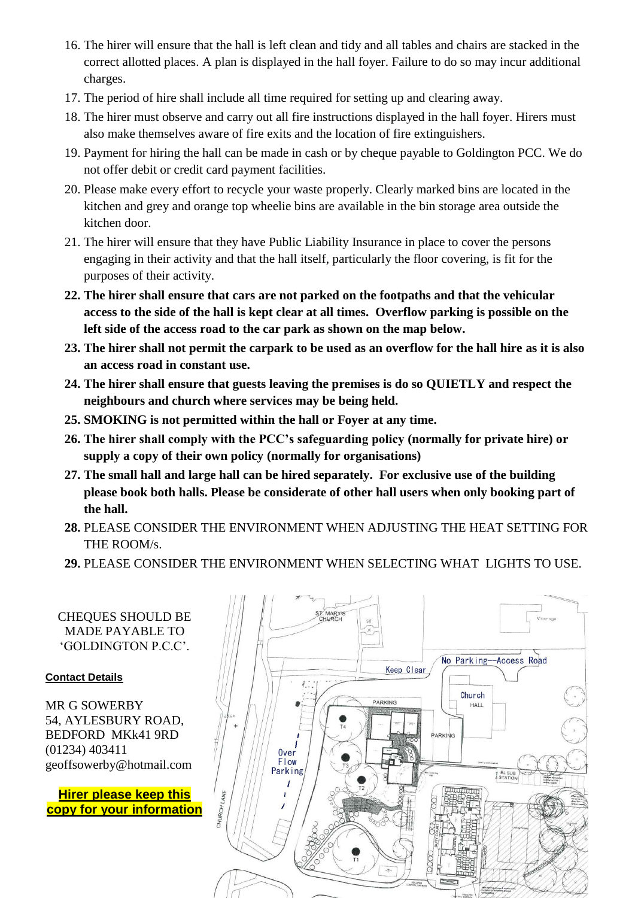16. The hirer will ensure that the hall is left clean and tidy and all tables and chairs are stacked in the correct allotted places. A plan is displayed in the hall foyer. Failure to do so may incur additional charges.
17. The period of hire shall include all time required for setting up and clearing away.
18. The hirer must observe and carry out all fire instructions displayed in the hall foyer. Hirers must also make themselves aware of fire exits and the location of fire extinguishers.
19. Payment for hiring the hall can be made in cash or by cheque payable to Goldington PCC. We do not offer debit or credit card payment facilities.
20. Please make every effort to recycle your waste properly. Clearly marked bins are located in the kitchen and grey and orange top wheelie bins are available in the bin storage area outside the kitchen door.
21. The hirer will ensure that they have Public Liability Insurance in place to cover the persons engaging in their activity and that the hall itself, particularly the floor covering, is fit for the purposes of their activity.
22. **The hirer shall ensure that cars are not parked on the footpaths and that the vehicular access to the side of the hall is kept clear at all times. Overflow parking is possible on the left side of the access road to the car park as shown on the map below.**
23. **The hirer shall not permit the carpark to be used as an overflow for the hall hire as it is also an access road in constant use.**
24. **The hirer shall ensure that guests leaving the premises is do so QUIETLY and respect the neighbours and church where services may be being held.**
25. **SMOKING is not permitted within the hall or Foyer at any time.**
26. **The hirer shall comply with the PCC's safeguarding policy (normally for private hire) or supply a copy of their own policy (normally for organisations)**
27. **The small hall and large hall can be hired separately. For exclusive use of the building please book both halls. Please be considerate of other hall users when only booking part of the hall.**
28. PLEASE CONSIDER THE ENVIRONMENT WHEN ADJUSTING THE HEAT SETTING FOR THE ROOM/s.
29. PLEASE CONSIDER THE ENVIRONMENT WHEN SELECTING WHAT LIGHTS TO USE.

CHEQUES SHOULD BE MADE PAYABLE TO 'GOLDINGTON P.C.C'.

**Contact Details**

MR G SOWERBY
54, AYLESBURY ROAD,
BEDFORD MKk41 9RD
(01234) 403411
geoffsowerby@hotmail.com

**Hirer please keep this copy for your information**

ST. MARY'S CHURCH
Vicarage
No Parking—Access Road
Keep Clear
Church HALL
PARKING
PARKING
Over Flow Parking
T4
T3
T2
T1
EL SUB STATION
CHURCH LANE